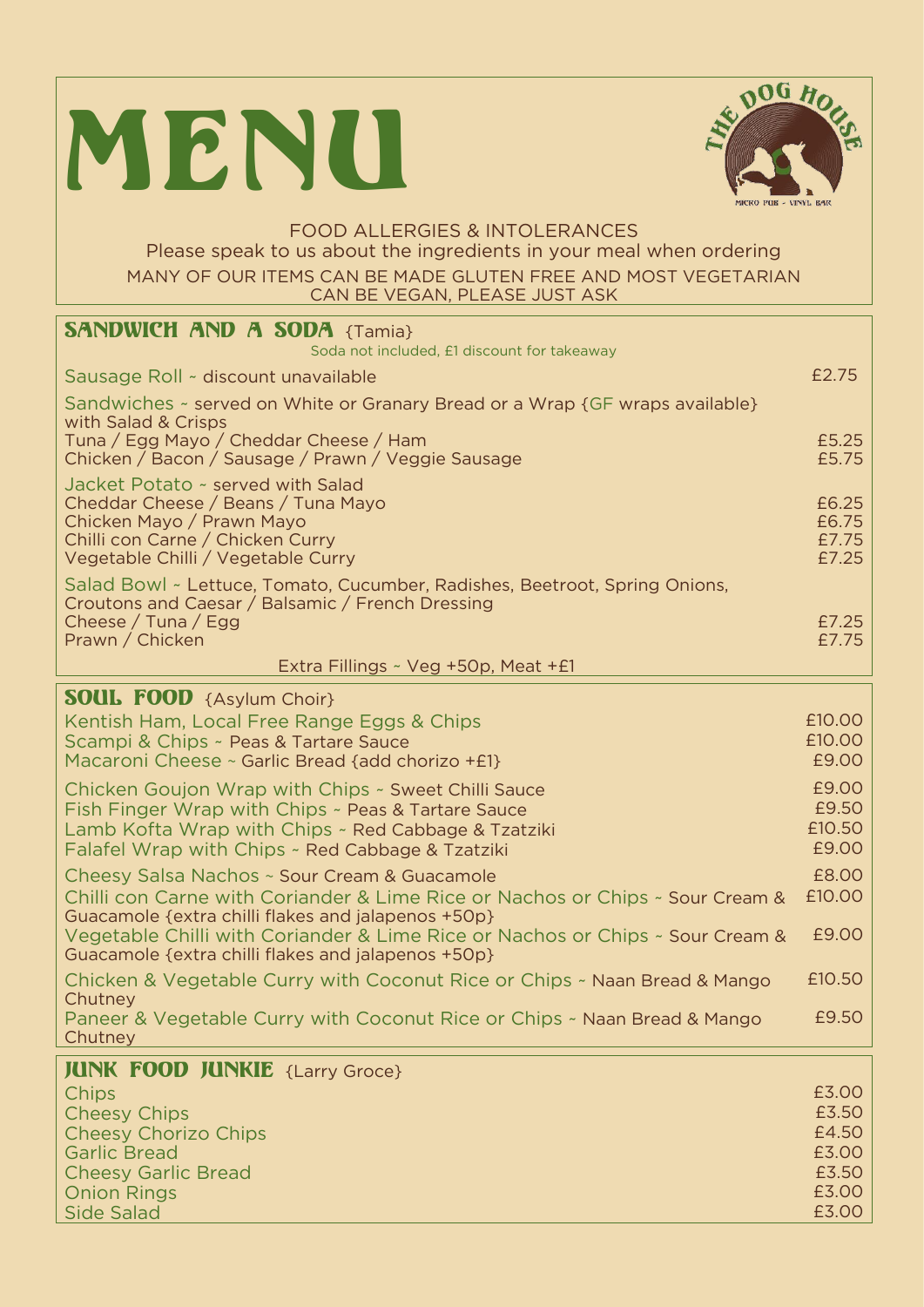# MENU

FOOD ALLERGIES & INTOLERANCES
Please speak to us about the ingredients in your meal when ordering
MANY OF OUR ITEMS CAN BE MADE GLUTEN FREE AND MOST VEGETARIAN CAN BE VEGAN, PLEASE JUST ASK

## SANDWICH AND A SODA {Tamia}

Soda not included, £1 discount for takeaway

| Item | Price |
| --- | --- |
| Sausage Roll ~ discount unavailable | £2.75 |
| Sandwiches ~ served on White or Granary Bread or a Wrap {GF wraps available} with Salad & Crisps | |
| Tuna / Egg Mayo / Cheddar Cheese / Ham | £5.25 |
| Chicken / Bacon / Sausage / Prawn / Veggie Sausage | £5.75 |
| Jacket Potato ~ served with Salad | |
| Cheddar Cheese / Beans / Tuna Mayo | £6.25 |
| Chicken Mayo / Prawn Mayo | £6.75 |
| Chilli con Carne / Chicken Curry | £7.75 |
| Vegetable Chilli / Vegetable Curry | £7.25 |
| Salad Bowl ~ Lettuce, Tomato, Cucumber, Radishes, Beetroot, Spring Onions, Croutons and Caesar / Balsamic / French Dressing | |
| Cheese / Tuna / Egg | £7.25 |
| Prawn / Chicken | £7.75 |

Extra Fillings ~ Veg +50p, Meat +£1

## SOUL FOOD {Asylum Choir}

| Item | Price |
| --- | --- |
| Kentish Ham, Local Free Range Eggs & Chips | £10.00 |
| Scampi & Chips ~ Peas & Tartare Sauce | £10.00 |
| Macaroni Cheese ~ Garlic Bread {add chorizo +£1} | £9.00 |
| Chicken Goujon Wrap with Chips ~ Sweet Chilli Sauce | £9.00 |
| Fish Finger Wrap with Chips ~ Peas & Tartare Sauce | £9.50 |
| Lamb Kofta Wrap with Chips ~ Red Cabbage & Tzatziki | £10.50 |
| Falafel Wrap with Chips ~ Red Cabbage & Tzatziki | £9.00 |
| Cheesy Salsa Nachos ~ Sour Cream & Guacamole | £8.00 |
| Chilli con Carne with Coriander & Lime Rice or Nachos or Chips ~ Sour Cream & Guacamole {extra chilli flakes and jalapenos +50p} | £10.00 |
| Vegetable Chilli with Coriander & Lime Rice or Nachos or Chips ~ Sour Cream & Guacamole {extra chilli flakes and jalapenos +50p} | £9.00 |
| Chicken & Vegetable Curry with Coconut Rice or Chips ~ Naan Bread & Mango Chutney | £10.50 |
| Paneer & Vegetable Curry with Coconut Rice or Chips ~ Naan Bread & Mango Chutney | £9.50 |

## JUNK FOOD JUNKIE {Larry Groce}

| Item | Price |
| --- | --- |
| Chips | £3.00 |
| Cheesy Chips | £3.50 |
| Cheesy Chorizo Chips | £4.50 |
| Garlic Bread | £3.00 |
| Cheesy Garlic Bread | £3.50 |
| Onion Rings | £3.00 |
| Side Salad | £3.00 |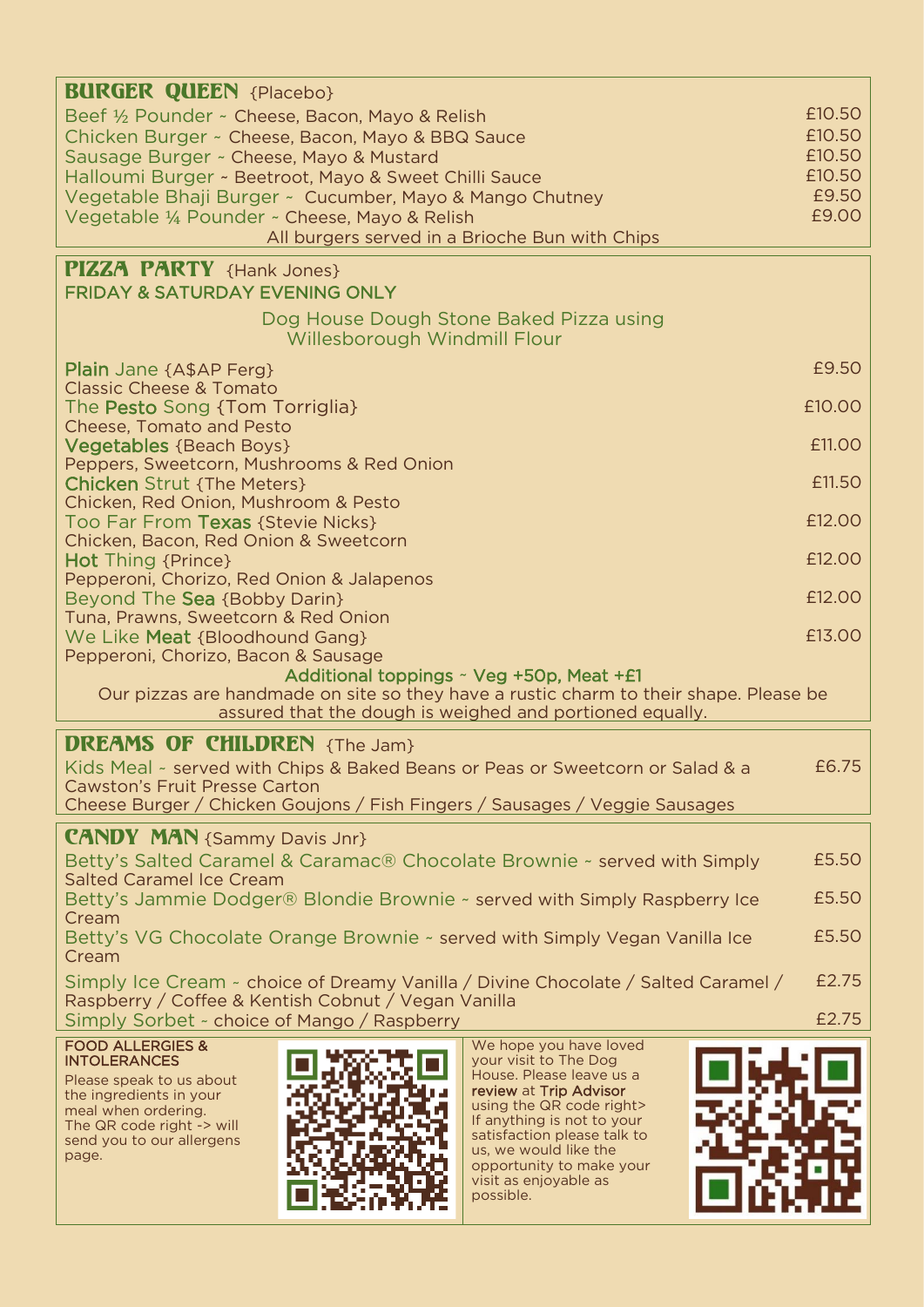## BURGER QUEEN {Placebo}

| | |
|---|---|
| Beef ½ Pounder ~ Cheese, Bacon, Mayo & Relish | £10.50 |
| Chicken Burger ~ Cheese, Bacon, Mayo & BBQ Sauce | £10.50 |
| Sausage Burger ~ Cheese, Mayo & Mustard | £10.50 |
| Halloumi Burger ~ Beetroot, Mayo & Sweet Chilli Sauce | £10.50 |
| Vegetable Bhaji Burger ~ Cucumber, Mayo & Mango Chutney | £9.50 |
| Vegetable ¼ Pounder ~ Cheese, Mayo & Relish | £9.00 |

All burgers served in a Brioche Bun with Chips

## PIZZA PARTY {Hank Jones}

**FRIDAY & SATURDAY EVENING ONLY**

Dog House Dough Stone Baked Pizza using Willesborough Windmill Flour

| | |
|---|---|
| **Plain** Jane {A$AP Ferg}<br>Classic Cheese & Tomato | £9.50 |
| The **Pesto** Song {Tom Torriglia}<br>Cheese, Tomato and Pesto | £10.00 |
| **Vegetables** {Beach Boys}<br>Peppers, Sweetcorn, Mushrooms & Red Onion | £11.00 |
| **Chicken** Strut {The Meters}<br>Chicken, Red Onion, Mushroom & Pesto | £11.50 |
| Too Far From **Texas** {Stevie Nicks}<br>Chicken, Bacon, Red Onion & Sweetcorn | £12.00 |
| **Hot** Thing {Prince}<br>Pepperoni, Chorizo, Red Onion & Jalapenos | £12.00 |
| Beyond The **Sea** {Bobby Darin}<br>Tuna, Prawns, Sweetcorn & Red Onion | £12.00 |
| We Like **Meat** {Bloodhound Gang}<br>Pepperoni, Chorizo, Bacon & Sausage | £13.00 |

Additional toppings ~ Veg +50p, Meat +£1

Our pizzas are handmade on site so they have a rustic charm to their shape. Please be assured that the dough is weighed and portioned equally.

## DREAMS OF CHILDREN {The Jam}

| | |
|---|---|
| Kids Meal ~ served with Chips & Baked Beans or Peas or Sweetcorn or Salad & a Cawston's Fruit Presse Carton | £6.75 |

Cheese Burger / Chicken Goujons / Fish Fingers / Sausages / Veggie Sausages

## CANDY MAN {Sammy Davis Jnr}

| | |
|---|---|
| Betty's Salted Caramel & Caramac® Chocolate Brownie ~ served with Simply Salted Caramel Ice Cream | £5.50 |
| Betty's Jammie Dodger® Blondie Brownie ~ served with Simply Raspberry Ice Cream | £5.50 |
| Betty's VG Chocolate Orange Brownie ~ served with Simply Vegan Vanilla Ice Cream | £5.50 |
| Simply Ice Cream ~ choice of Dreamy Vanilla / Divine Chocolate / Salted Caramel / Raspberry / Coffee & Kentish Cobnut / Vegan Vanilla | £2.75 |
| Simply Sorbet ~ choice of Mango / Raspberry | £2.75 |

**FOOD ALLERGIES & INTOLERANCES**

Please speak to us about the ingredients in your meal when ordering. The QR code right -> will send you to our allergens page.

We hope you have loved your visit to The Dog House. Please leave us a **review** at **Trip Advisor** using the QR code right> If anything is not to your satisfaction please talk to us, we would like the opportunity to make your visit as enjoyable as possible.